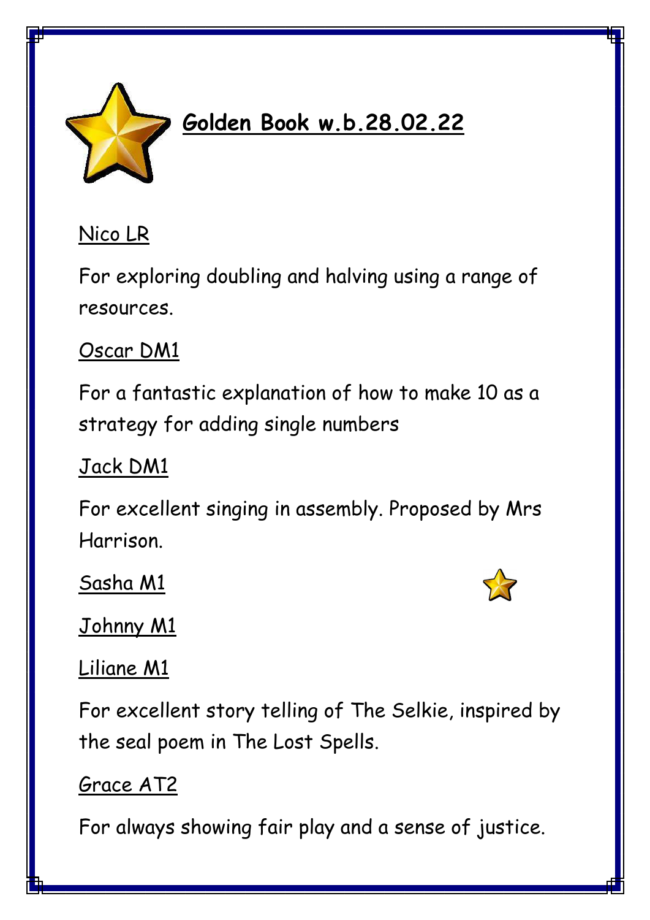# Golden Book w.b.28.02.22

Nico LR

For exploring doubling and halving using a range of resources.

Oscar DM1

For a fantastic explanation of how to make 10 as a strategy for adding single numbers

Jack DM1

For excellent singing in assembly. Proposed by Mrs Harrison.

Sasha M1

Johnny M1

Liliane M1

For excellent story telling of The Selkie, inspired by the seal poem in The Lost Spells.

Grace AT2

For always showing fair play and a sense of justice.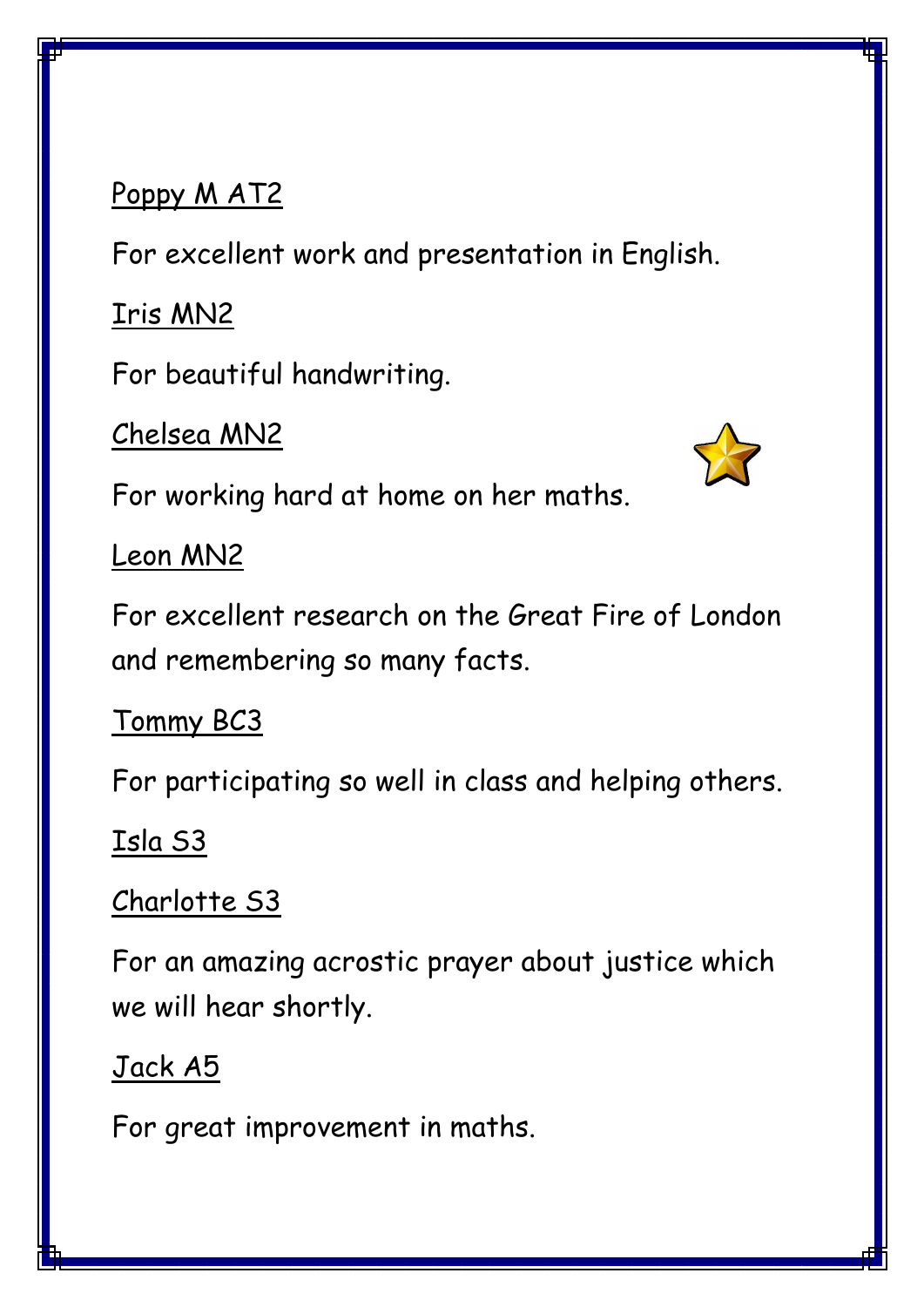Poppy M AT2

For excellent work and presentation in English.

Iris MN2

For beautiful handwriting.

Chelsea MN2

For working hard at home on her maths.

Leon MN2

For excellent research on the Great Fire of London and remembering so many facts.

Tommy BC3

For participating so well in class and helping others.

Isla S3

Charlotte S3

For an amazing acrostic prayer about justice which we will hear shortly.

Jack A5

For great improvement in maths.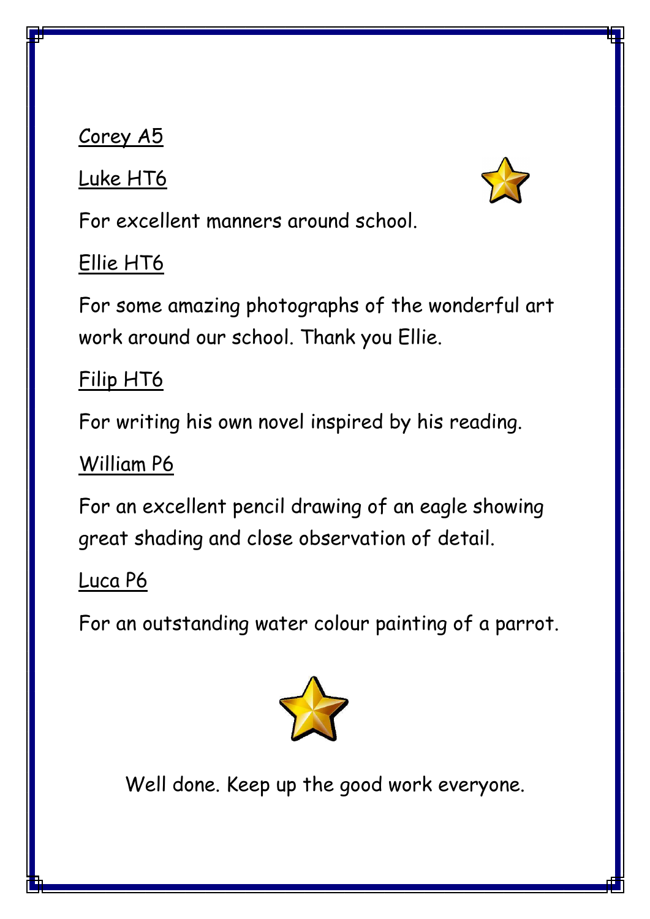<u>Corey A5</u>

<u>Luke HT6</u>

For excellent manners around school.

<u>Ellie HT6</u>

For some amazing photographs of the wonderful art work around our school. Thank you Ellie.

<u>Filip HT6</u>

For writing his own novel inspired by his reading.

<u>William P6</u>

For an excellent pencil drawing of an eagle showing great shading and close observation of detail.

<u>Luca P6</u>

For an outstanding water colour painting of a parrot.

Well done. Keep up the good work everyone.